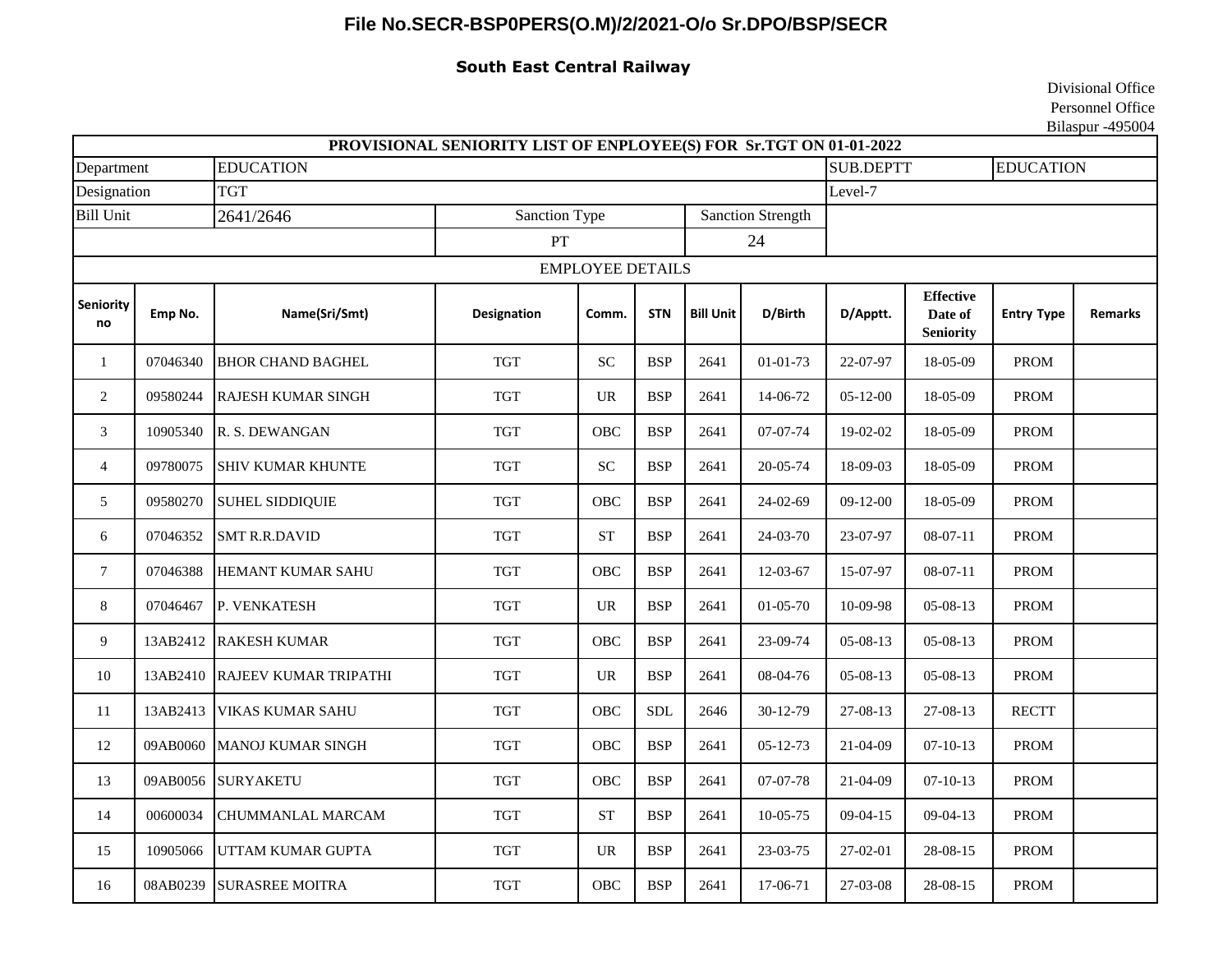# File No.SECR-BSP0PERS(O.M)/2/2021-O/o Sr.DPO/BSP/SECR

**South East Central Railway**

Divisional Office
Personnel Office
Bilaspur -495004

| PROVISIONAL SENIORITY LIST OF ENPLOYEE(S) FOR Sr.TGT ON 01-01-2022 | | | | | | | | | | | | |
|---|---|---|---|---|---|---|---|---|---|---|---|---|
| Department | EDUCATION | | | | | | | SUB.DEPTT | | EDUCATION | | |
| Designation | TGT | | | | | | | Level-7 | | | | |
| Bill Unit | 2641/2646 | | Sanction Type | | | Sanction Strength | | | | | | |
| | | | PT | | | 24 | | | | | | |
| EMPLOYEE DETAILS | | | | | | | | | | | | |
| **Seniority no** | **Emp No.** | **Name(Sri/Smt)** | **Designation** | **Comm.** | **STN** | **Bill Unit** | **D/Birth** | **D/Apptt.** | **Effective Date of Seniority** | **Entry Type** | **Remarks** | |
| 1 | 07046340 | BHOR CHAND BAGHEL | TGT | SC | BSP | 2641 | 01-01-73 | 22-07-97 | 18-05-09 | PROM | | |
| 2 | 09580244 | RAJESH KUMAR SINGH | TGT | UR | BSP | 2641 | 14-06-72 | 05-12-00 | 18-05-09 | PROM | | |
| 3 | 10905340 | R. S. DEWANGAN | TGT | OBC | BSP | 2641 | 07-07-74 | 19-02-02 | 18-05-09 | PROM | | |
| 4 | 09780075 | SHIV KUMAR KHUNTE | TGT | SC | BSP | 2641 | 20-05-74 | 18-09-03 | 18-05-09 | PROM | | |
| 5 | 09580270 | SUHEL SIDDIQUIE | TGT | OBC | BSP | 2641 | 24-02-69 | 09-12-00 | 18-05-09 | PROM | | |
| 6 | 07046352 | SMT R.R.DAVID | TGT | ST | BSP | 2641 | 24-03-70 | 23-07-97 | 08-07-11 | PROM | | |
| 7 | 07046388 | HEMANT KUMAR SAHU | TGT | OBC | BSP | 2641 | 12-03-67 | 15-07-97 | 08-07-11 | PROM | | |
| 8 | 07046467 | P. VENKATESH | TGT | UR | BSP | 2641 | 01-05-70 | 10-09-98 | 05-08-13 | PROM | | |
| 9 | 13AB2412 | RAKESH KUMAR | TGT | OBC | BSP | 2641 | 23-09-74 | 05-08-13 | 05-08-13 | PROM | | |
| 10 | 13AB2410 | RAJEEV KUMAR TRIPATHI | TGT | UR | BSP | 2641 | 08-04-76 | 05-08-13 | 05-08-13 | PROM | | |
| 11 | 13AB2413 | VIKAS KUMAR SAHU | TGT | OBC | SDL | 2646 | 30-12-79 | 27-08-13 | 27-08-13 | RECTT | | |
| 12 | 09AB0060 | MANOJ KUMAR SINGH | TGT | OBC | BSP | 2641 | 05-12-73 | 21-04-09 | 07-10-13 | PROM | | |
| 13 | 09AB0056 | SURYAKETU | TGT | OBC | BSP | 2641 | 07-07-78 | 21-04-09 | 07-10-13 | PROM | | |
| 14 | 00600034 | CHUMMANLAL MARCAM | TGT | ST | BSP | 2641 | 10-05-75 | 09-04-15 | 09-04-13 | PROM | | |
| 15 | 10905066 | UTTAM KUMAR GUPTA | TGT | UR | BSP | 2641 | 23-03-75 | 27-02-01 | 28-08-15 | PROM | | |
| 16 | 08AB0239 | SURASREE MOITRA | TGT | OBC | BSP | 2641 | 17-06-71 | 27-03-08 | 28-08-15 | PROM | | |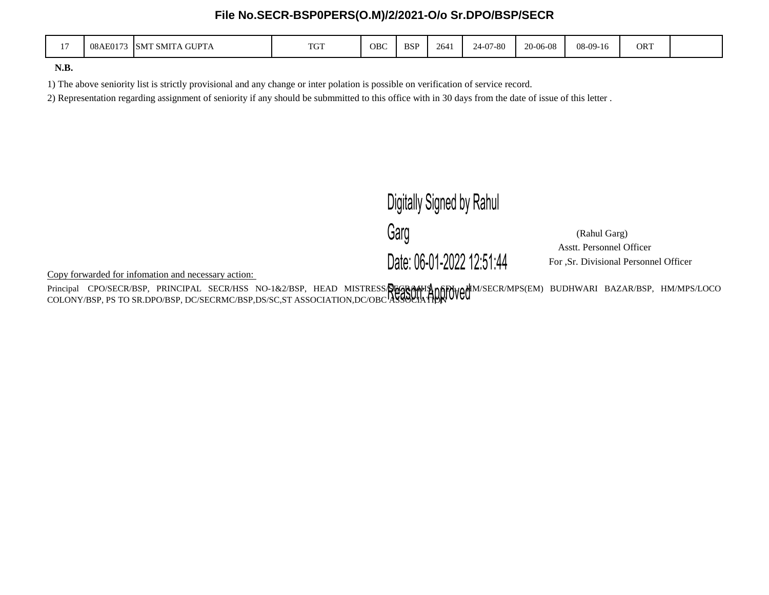**File No.SECR-BSP0PERS(O.M)/2/2021-O/o Sr.DPO/BSP/SECR**

| | | | | | | | | | | | |
|---|---|---|---|---|---|---|---|---|---|---|---|
| 17 | 08AE0173 | SMT SMITA GUPTA | TGT | OBC | BSP | 2641 | 24-07-80 | 20-06-08 | 08-09-16 | ORT | |

**N.B.**

1) The above seniority list is strictly provisional and any change or inter polation is possible on verification of service record.

2) Representation regarding assignment of seniority if any should be submmitted to this office with in 30 days from the date of issue of this letter .

Digitally Signed by Rahul Garg
Date: 06-01-2022 12:51:44
Reason: Approved

(Rahul Garg)
Asstt. Personnel Officer
For ,Sr. Divisional Personnel Officer

Copy forwarded for infomation and necessary action:

Principal CPO/SECR/BSP, PRINCIPAL SECR/HSS NO-1&2/BSP, HEAD MISTRESS/SECR/MHS, SPL. HM/SECR/MPS(EM) BUDHWARI BAZAR/BSP, HM/MPS/LOCO COLONY/BSP, PS TO SR.DPO/BSP, DC/SECRMC/BSP,DS/SC,ST ASSOCIATION,DC/OBC ASSOCIATION